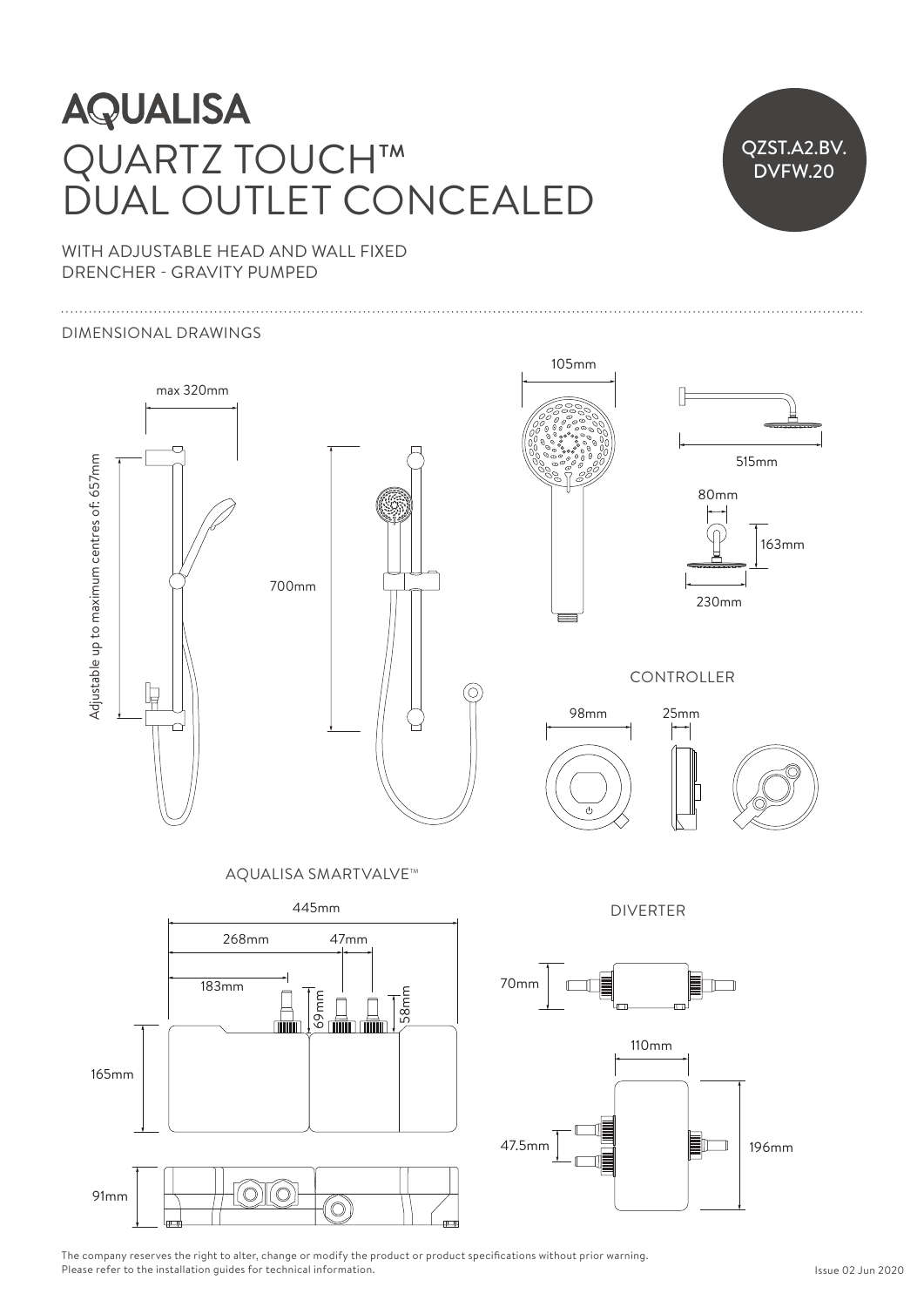# AQUALISA

# QUARTZ TOUCH™ DUAL OUTLET CONCEALED

QZST.A2.BV.DVFW.20

WITH ADJUSTABLE HEAD AND WALL FIXED DRENCHER - GRAVITY PUMPED

DIMENSIONAL DRAWINGS

max 320mm

Adjustable up to maximum centres of: 657mm

700mm

105mm

515mm

80mm

163mm

230mm

CONTROLLER

98mm

25mm

AQUALISA SMARTVALVE™

445mm

268mm

47mm

183mm

69mm

58mm

165mm

91mm

DIVERTER

70mm

110mm

47.5mm

196mm

The company reserves the right to alter, change or modify the product or product specifications without prior warning.
Please refer to the installation guides for technical information.

Issue 02 Jun 2020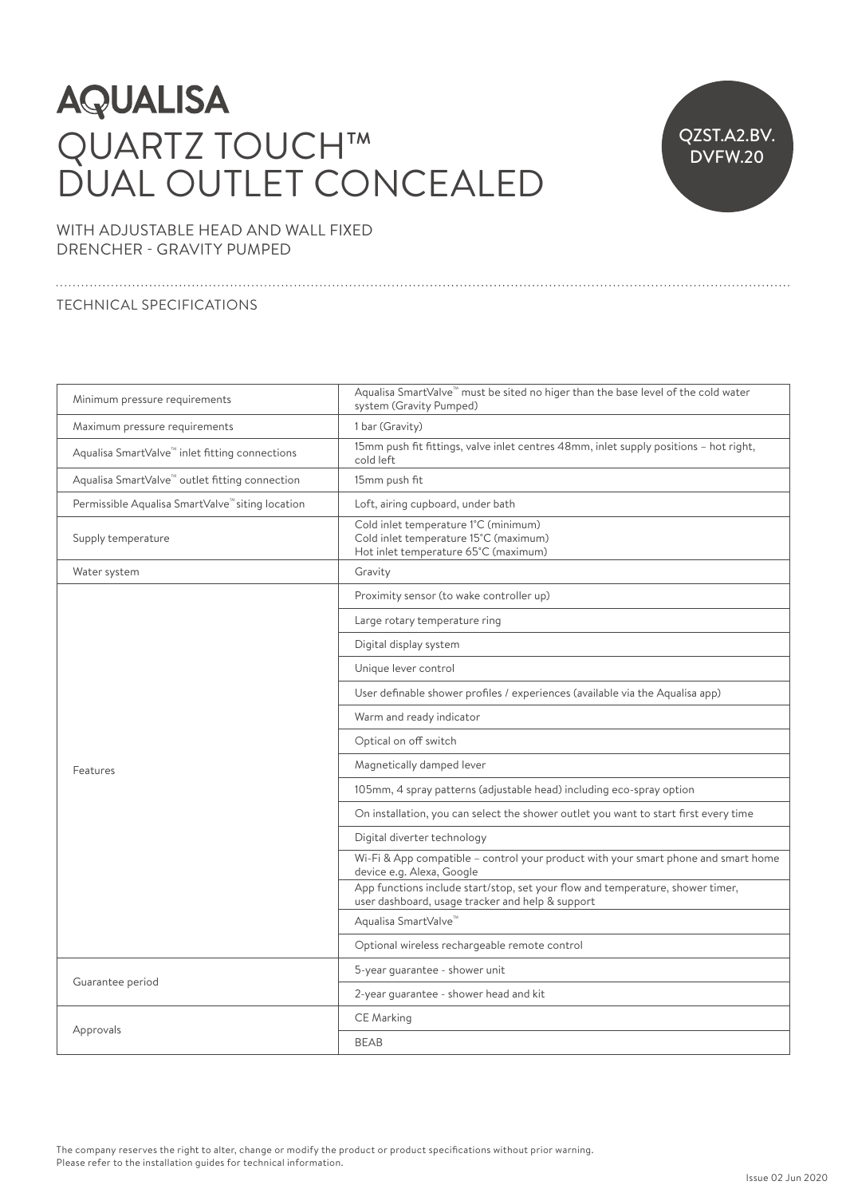# AQUALISA

# QUARTZ TOUCH™ DUAL OUTLET CONCEALED

QZST.A2.BV.DVFW.20

WITH ADJUSTABLE HEAD AND WALL FIXED DRENCHER - GRAVITY PUMPED

## TECHNICAL SPECIFICATIONS

| | |
|---|---|
| Minimum pressure requirements | Aqualisa SmartValve™ must be sited no higer than the base level of the cold water system (Gravity Pumped) |
| Maximum pressure requirements | 1 bar (Gravity) |
| Aqualisa SmartValve™ inlet fitting connections | 15mm push fit fittings, valve inlet centres 48mm, inlet supply positions – hot right, cold left |
| Aqualisa SmartValve™ outlet fitting connection | 15mm push fit |
| Permissible Aqualisa SmartValve™ siting location | Loft, airing cupboard, under bath |
| Supply temperature | Cold inlet temperature 1°C (minimum)<br>Cold inlet temperature 15°C (maximum)<br>Hot inlet temperature 65°C (maximum) |
| Water system | Gravity |
| Features | Proximity sensor (to wake controller up) |
| | Large rotary temperature ring |
| | Digital display system |
| | Unique lever control |
| | User definable shower profiles / experiences (available via the Aqualisa app) |
| | Warm and ready indicator |
| | Optical on off switch |
| | Magnetically damped lever |
| | 105mm, 4 spray patterns (adjustable head) including eco-spray option |
| | On installation, you can select the shower outlet you want to start first every time |
| | Digital diverter technology |
| | Wi-Fi & App compatible – control your product with your smart phone and smart home device e.g. Alexa, Google |
| | App functions include start/stop, set your flow and temperature, shower timer, user dashboard, usage tracker and help & support |
| | Aqualisa SmartValve™ |
| | Optional wireless rechargeable remote control |
| Guarantee period | 5-year guarantee - shower unit |
| | 2-year guarantee - shower head and kit |
| Approvals | CE Marking |
| | BEAB |

The company reserves the right to alter, change or modify the product or product specifications without prior warning.
Please refer to the installation guides for technical information.

Issue 02 Jun 2020